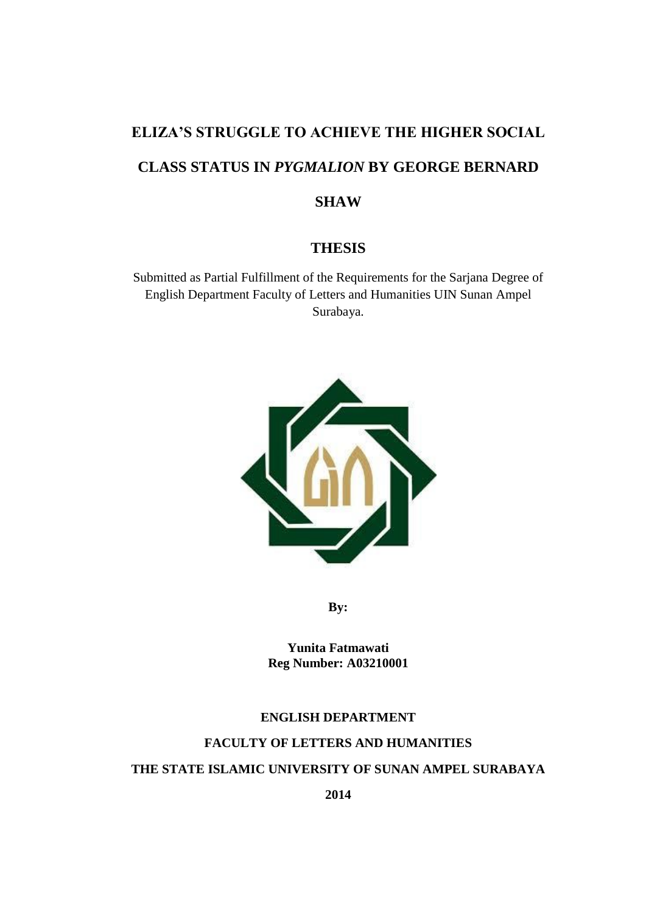# ELIZA'S STRUGGLE TO ACHIEVE THE HIGHER SOCIAL CLASS STATUS IN *PYGMALION* BY GEORGE BERNARD SHAW

## THESIS

Submitted as Partial Fulfillment of the Requirements for the Sarjana Degree of English Department Faculty of Letters and Humanities UIN Sunan Ampel Surabaya.

**By:**

**Yunita Fatmawati**
**Reg Number: A03210001**

**ENGLISH DEPARTMENT**

**FACULTY OF LETTERS AND HUMANITIES**

**THE STATE ISLAMIC UNIVERSITY OF SUNAN AMPEL SURABAYA**

**2014**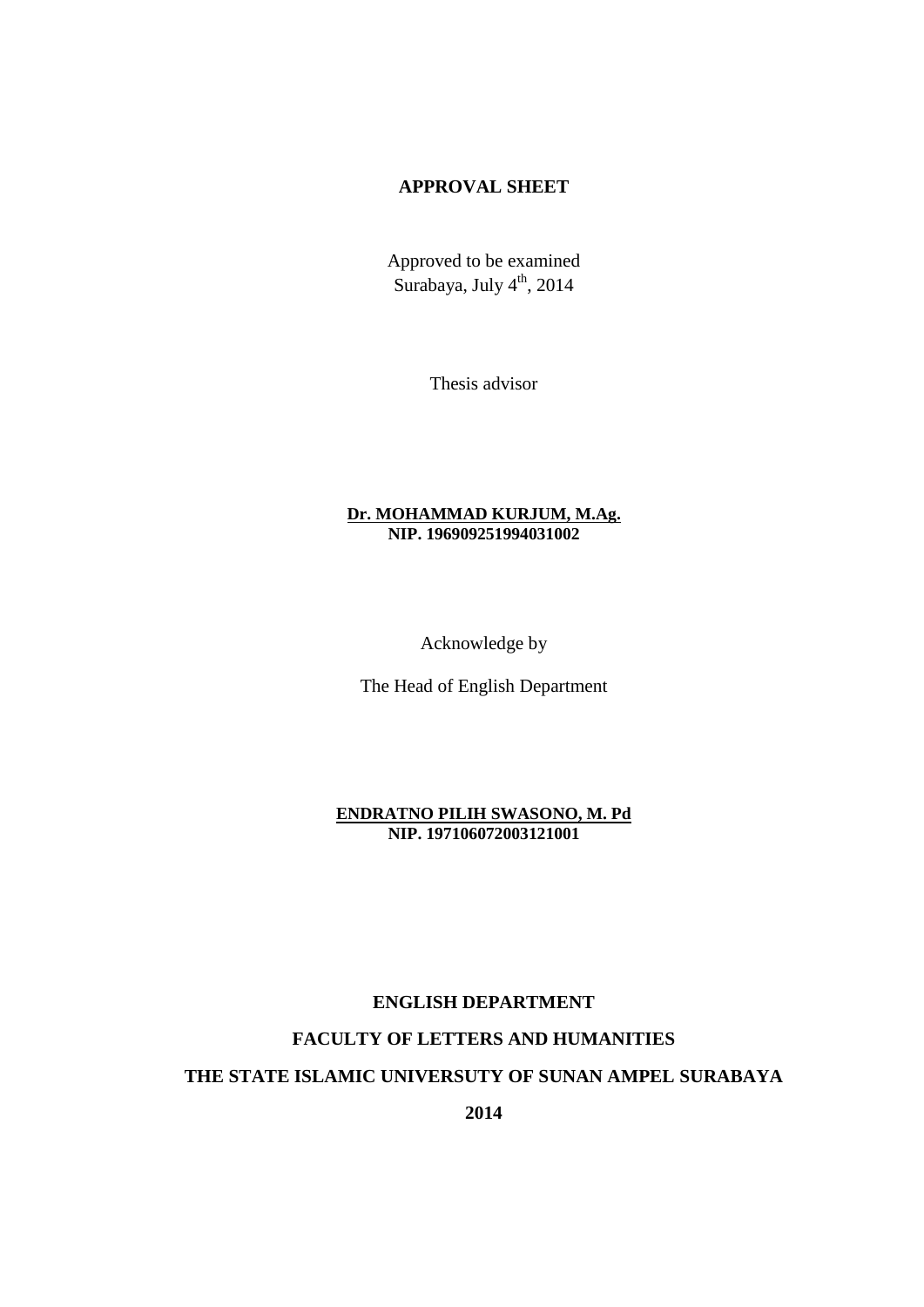# APPROVAL SHEET

Approved to be examined
Surabaya, July 4$^{th}$, 2014

Thesis advisor

**Dr. MOHAMMAD KURJUM, M.Ag.**
**NIP. 196909251994031002**

Acknowledge by

The Head of English Department

**ENDRATNO PILIH SWASONO, M. Pd**
**NIP. 197106072003121001**

**ENGLISH DEPARTMENT**

**FACULTY OF LETTERS AND HUMANITIES**

**THE STATE ISLAMIC UNIVERSUTY OF SUNAN AMPEL SURABAYA**

**2014**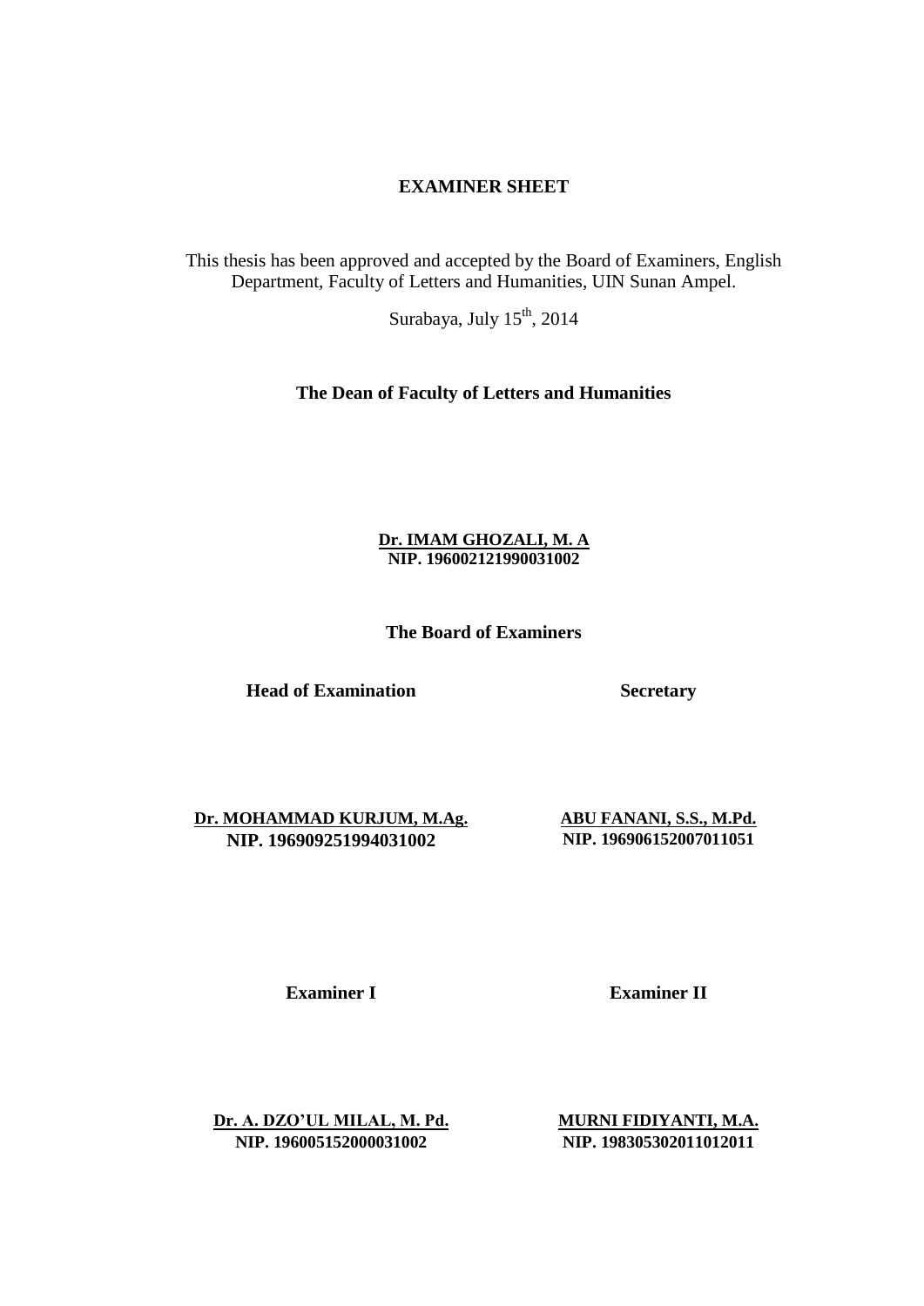# EXAMINER SHEET

This thesis has been approved and accepted by the Board of Examiners, English Department, Faculty of Letters and Humanities, UIN Sunan Ampel.

Surabaya, July 15th, 2014

**The Dean of Faculty of Letters and Humanities**

**Dr. IMAM GHOZALI, M. A**
**NIP. 196002121990031002**

**The Board of Examiners**

**Head of Examination**

**Dr. MOHAMMAD KURJUM, M.Ag.**
**NIP. 196909251994031002**

**Secretary**

**ABU FANANI, S.S., M.Pd.**
**NIP. 196906152007011051**

**Examiner I**

**Dr. A. DZO'UL MILAL, M. Pd.**
**NIP. 196005152000031002**

**Examiner II**

**MURNI FIDIYANTI, M.A.**
**NIP. 198305302011012011**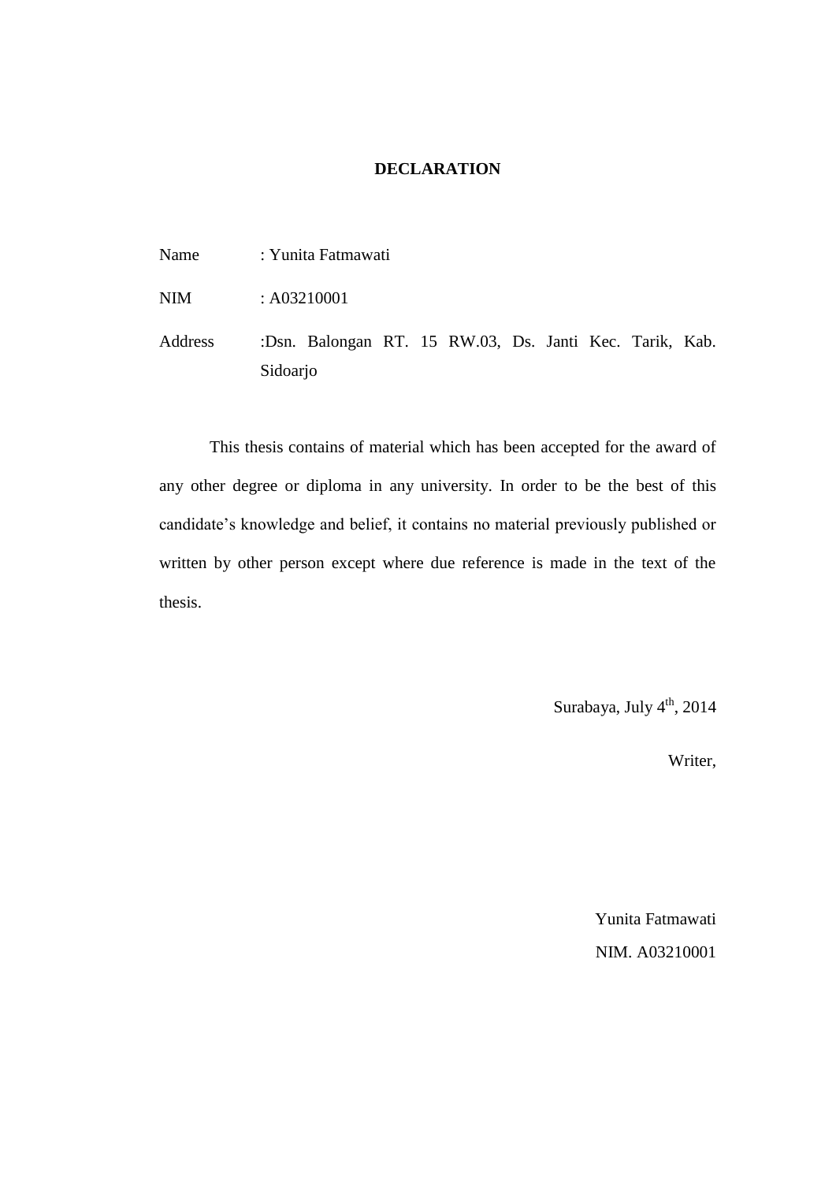# DECLARATION

Name : Yunita Fatmawati

NIM : A03210001

Address :Dsn. Balongan RT. 15 RW.03, Ds. Janti Kec. Tarik, Kab. Sidoarjo

This thesis contains of material which has been accepted for the award of any other degree or diploma in any university. In order to be the best of this candidate's knowledge and belief, it contains no material previously published or written by other person except where due reference is made in the text of the thesis.

Surabaya, July 4th, 2014

Writer,

Yunita Fatmawati

NIM. A03210001